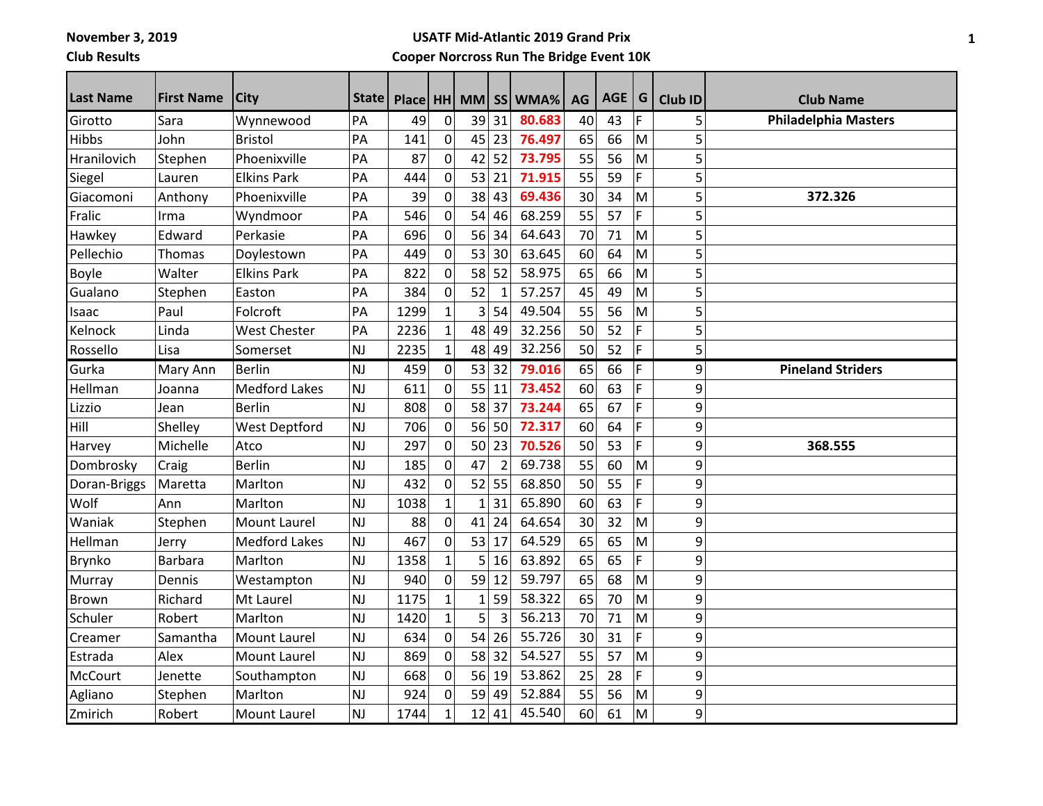November 3, 2019
Club Results

**USATF Mid-Atlantic 2019 Grand Prix**
**Cooper Norcross Run The Bridge Event 10K**

| Last Name | First Name | City | State | Place | HH | MM | SS | WMA% | AG | AGE | G | Club ID | Club Name |
|---|---|---|---|---|---|---|---|---|---|---|---|---|---|
| Girotto | Sara | Wynnewood | PA | 49 | 0 | 39 | 31 | **80.683** | 40 | 43 | F | 5 | **Philadelphia Masters** |
| Hibbs | John | Bristol | PA | 141 | 0 | 45 | 23 | **76.497** | 65 | 66 | M | 5 | |
| Hranilovich | Stephen | Phoenixville | PA | 87 | 0 | 42 | 52 | **73.795** | 55 | 56 | M | 5 | |
| Siegel | Lauren | Elkins Park | PA | 444 | 0 | 53 | 21 | **71.915** | 55 | 59 | F | 5 | |
| Giacomoni | Anthony | Phoenixville | PA | 39 | 0 | 38 | 43 | **69.436** | 30 | 34 | M | 5 | **372.326** |
| Fralic | Irma | Wyndmoor | PA | 546 | 0 | 54 | 46 | 68.259 | 55 | 57 | F | 5 | |
| Hawkey | Edward | Perkasie | PA | 696 | 0 | 56 | 34 | 64.643 | 70 | 71 | M | 5 | |
| Pellechio | Thomas | Doylestown | PA | 449 | 0 | 53 | 30 | 63.645 | 60 | 64 | M | 5 | |
| Boyle | Walter | Elkins Park | PA | 822 | 0 | 58 | 52 | 58.975 | 65 | 66 | M | 5 | |
| Gualano | Stephen | Easton | PA | 384 | 0 | 52 | 1 | 57.257 | 45 | 49 | M | 5 | |
| Isaac | Paul | Folcroft | PA | 1299 | 1 | 3 | 54 | 49.504 | 55 | 56 | M | 5 | |
| Kelnock | Linda | West Chester | PA | 2236 | 1 | 48 | 49 | 32.256 | 50 | 52 | F | 5 | |
| Rossello | Lisa | Somerset | NJ | 2235 | 1 | 48 | 49 | 32.256 | 50 | 52 | F | 5 | |
| Gurka | Mary Ann | Berlin | NJ | 459 | 0 | 53 | 32 | **79.016** | 65 | 66 | F | 9 | **Pineland Striders** |
| Hellman | Joanna | Medford Lakes | NJ | 611 | 0 | 55 | 11 | **73.452** | 60 | 63 | F | 9 | |
| Lizzio | Jean | Berlin | NJ | 808 | 0 | 58 | 37 | **73.244** | 65 | 67 | F | 9 | |
| Hill | Shelley | West Deptford | NJ | 706 | 0 | 56 | 50 | **72.317** | 60 | 64 | F | 9 | |
| Harvey | Michelle | Atco | NJ | 297 | 0 | 50 | 23 | **70.526** | 50 | 53 | F | 9 | **368.555** |
| Dombrosky | Craig | Berlin | NJ | 185 | 0 | 47 | 2 | 69.738 | 55 | 60 | M | 9 | |
| Doran-Briggs | Maretta | Marlton | NJ | 432 | 0 | 52 | 55 | 68.850 | 50 | 55 | F | 9 | |
| Wolf | Ann | Marlton | NJ | 1038 | 1 | 1 | 31 | 65.890 | 60 | 63 | F | 9 | |
| Waniak | Stephen | Mount Laurel | NJ | 88 | 0 | 41 | 24 | 64.654 | 30 | 32 | M | 9 | |
| Hellman | Jerry | Medford Lakes | NJ | 467 | 0 | 53 | 17 | 64.529 | 65 | 65 | M | 9 | |
| Brynko | Barbara | Marlton | NJ | 1358 | 1 | 5 | 16 | 63.892 | 65 | 65 | F | 9 | |
| Murray | Dennis | Westampton | NJ | 940 | 0 | 59 | 12 | 59.797 | 65 | 68 | M | 9 | |
| Brown | Richard | Mt Laurel | NJ | 1175 | 1 | 1 | 59 | 58.322 | 65 | 70 | M | 9 | |
| Schuler | Robert | Marlton | NJ | 1420 | 1 | 5 | 3 | 56.213 | 70 | 71 | M | 9 | |
| Creamer | Samantha | Mount Laurel | NJ | 634 | 0 | 54 | 26 | 55.726 | 30 | 31 | F | 9 | |
| Estrada | Alex | Mount Laurel | NJ | 869 | 0 | 58 | 32 | 54.527 | 55 | 57 | M | 9 | |
| McCourt | Jenette | Southampton | NJ | 668 | 0 | 56 | 19 | 53.862 | 25 | 28 | F | 9 | |
| Agliano | Stephen | Marlton | NJ | 924 | 0 | 59 | 49 | 52.884 | 55 | 56 | M | 9 | |
| Zmirich | Robert | Mount Laurel | NJ | 1744 | 1 | 12 | 41 | 45.540 | 60 | 61 | M | 9 | |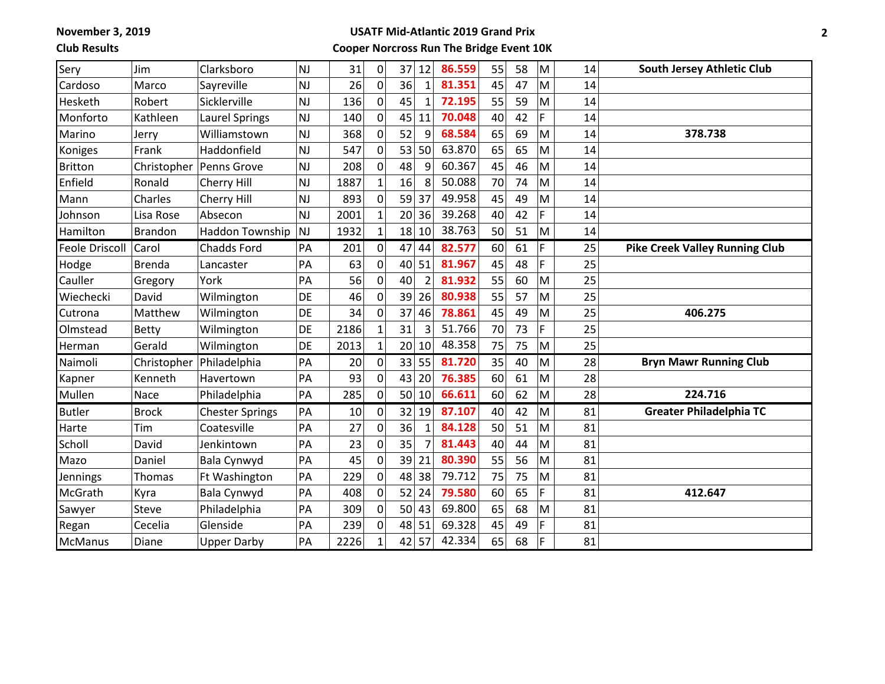November 3, 2019

Club Results

**USATF Mid-Atlantic 2019 Grand Prix**

**Cooper Norcross Run The Bridge Event 10K**

| | | | | | | | | | | | | | | |
|---|---|---|---|---|---|---|---|---|---|---|---|---|---|---|
| Sery | Jim | Clarksboro | NJ | 31 | 0 | 37 | 12 | **86.559** | 55 | 58 | M | 14 | **South Jersey Athletic Club** |
| Cardoso | Marco | Sayreville | NJ | 26 | 0 | 36 | 1 | **81.351** | 45 | 47 | M | 14 | |
| Hesketh | Robert | Sicklerville | NJ | 136 | 0 | 45 | 1 | **72.195** | 55 | 59 | M | 14 | |
| Monforto | Kathleen | Laurel Springs | NJ | 140 | 0 | 45 | 11 | **70.048** | 40 | 42 | F | 14 | |
| Marino | Jerry | Williamstown | NJ | 368 | 0 | 52 | 9 | **68.584** | 65 | 69 | M | 14 | **378.738** |
| Koniges | Frank | Haddonfield | NJ | 547 | 0 | 53 | 50 | 63.870 | 65 | 65 | M | 14 | |
| Britton | Christopher | Penns Grove | NJ | 208 | 0 | 48 | 9 | 60.367 | 45 | 46 | M | 14 | |
| Enfield | Ronald | Cherry Hill | NJ | 1887 | 1 | 16 | 8 | 50.088 | 70 | 74 | M | 14 | |
| Mann | Charles | Cherry Hill | NJ | 893 | 0 | 59 | 37 | 49.958 | 45 | 49 | M | 14 | |
| Johnson | Lisa Rose | Absecon | NJ | 2001 | 1 | 20 | 36 | 39.268 | 40 | 42 | F | 14 | |
| Hamilton | Brandon | Haddon Township | NJ | 1932 | 1 | 18 | 10 | 38.763 | 50 | 51 | M | 14 | |
| Feole Driscoll | Carol | Chadds Ford | PA | 201 | 0 | 47 | 44 | **82.577** | 60 | 61 | F | 25 | **Pike Creek Valley Running Club** |
| Hodge | Brenda | Lancaster | PA | 63 | 0 | 40 | 51 | **81.967** | 45 | 48 | F | 25 | |
| Cauller | Gregory | York | PA | 56 | 0 | 40 | 2 | **81.932** | 55 | 60 | M | 25 | |
| Wiechecki | David | Wilmington | DE | 46 | 0 | 39 | 26 | **80.938** | 55 | 57 | M | 25 | |
| Cutrona | Matthew | Wilmington | DE | 34 | 0 | 37 | 46 | **78.861** | 45 | 49 | M | 25 | **406.275** |
| Olmstead | Betty | Wilmington | DE | 2186 | 1 | 31 | 3 | 51.766 | 70 | 73 | F | 25 | |
| Herman | Gerald | Wilmington | DE | 2013 | 1 | 20 | 10 | 48.358 | 75 | 75 | M | 25 | |
| Naimoli | Christopher | Philadelphia | PA | 20 | 0 | 33 | 55 | **81.720** | 35 | 40 | M | 28 | **Bryn Mawr Running Club** |
| Kapner | Kenneth | Havertown | PA | 93 | 0 | 43 | 20 | **76.385** | 60 | 61 | M | 28 | |
| Mullen | Nace | Philadelphia | PA | 285 | 0 | 50 | 10 | **66.611** | 60 | 62 | M | 28 | **224.716** |
| Butler | Brock | Chester Springs | PA | 10 | 0 | 32 | 19 | **87.107** | 40 | 42 | M | 81 | **Greater Philadelphia TC** |
| Harte | Tim | Coatesville | PA | 27 | 0 | 36 | 1 | **84.128** | 50 | 51 | M | 81 | |
| Scholl | David | Jenkintown | PA | 23 | 0 | 35 | 7 | **81.443** | 40 | 44 | M | 81 | |
| Mazo | Daniel | Bala Cynwyd | PA | 45 | 0 | 39 | 21 | **80.390** | 55 | 56 | M | 81 | |
| Jennings | Thomas | Ft Washington | PA | 229 | 0 | 48 | 38 | 79.712 | 75 | 75 | M | 81 | |
| McGrath | Kyra | Bala Cynwyd | PA | 408 | 0 | 52 | 24 | **79.580** | 60 | 65 | F | 81 | **412.647** |
| Sawyer | Steve | Philadelphia | PA | 309 | 0 | 50 | 43 | 69.800 | 65 | 68 | M | 81 | |
| Regan | Cecelia | Glenside | PA | 239 | 0 | 48 | 51 | 69.328 | 45 | 49 | F | 81 | |
| McManus | Diane | Upper Darby | PA | 2226 | 1 | 42 | 57 | 42.334 | 65 | 68 | F | 81 | |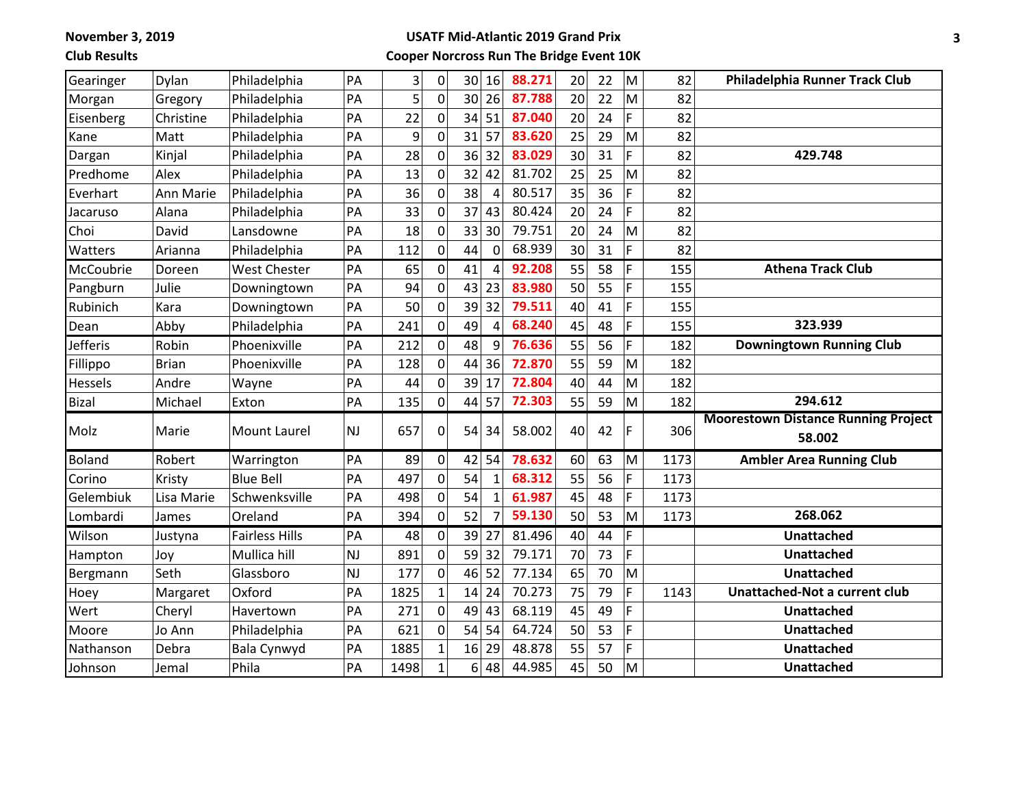November 3, 2019

Club Results

**USATF Mid-Atlantic 2019 Grand Prix**

**Cooper Norcross Run The Bridge Event 10K**

| | | | | | | | | | | | | | |
|---|---|---|---|---|---|---|---|---|---|---|---|---|---|
| Gearinger | Dylan | Philadelphia | PA | 3 | 0 | 30 | 16 | **88.271** | 20 | 22 | M | 82 | **Philadelphia Runner Track Club** |
| Morgan | Gregory | Philadelphia | PA | 5 | 0 | 30 | 26 | **87.788** | 20 | 22 | M | 82 | |
| Eisenberg | Christine | Philadelphia | PA | 22 | 0 | 34 | 51 | **87.040** | 20 | 24 | F | 82 | |
| Kane | Matt | Philadelphia | PA | 9 | 0 | 31 | 57 | **83.620** | 25 | 29 | M | 82 | |
| Dargan | Kinjal | Philadelphia | PA | 28 | 0 | 36 | 32 | **83.029** | 30 | 31 | F | 82 | **429.748** |
| Predhome | Alex | Philadelphia | PA | 13 | 0 | 32 | 42 | 81.702 | 25 | 25 | M | 82 | |
| Everhart | Ann Marie | Philadelphia | PA | 36 | 0 | 38 | 4 | 80.517 | 35 | 36 | F | 82 | |
| Jacaruso | Alana | Philadelphia | PA | 33 | 0 | 37 | 43 | 80.424 | 20 | 24 | F | 82 | |
| Choi | David | Lansdowne | PA | 18 | 0 | 33 | 30 | 79.751 | 20 | 24 | M | 82 | |
| Watters | Arianna | Philadelphia | PA | 112 | 0 | 44 | 0 | 68.939 | 30 | 31 | F | 82 | |
| McCoubrie | Doreen | West Chester | PA | 65 | 0 | 41 | 4 | **92.208** | 55 | 58 | F | 155 | **Athena Track Club** |
| Pangburn | Julie | Downingtown | PA | 94 | 0 | 43 | 23 | **83.980** | 50 | 55 | F | 155 | |
| Rubinich | Kara | Downingtown | PA | 50 | 0 | 39 | 32 | **79.511** | 40 | 41 | F | 155 | |
| Dean | Abby | Philadelphia | PA | 241 | 0 | 49 | 4 | **68.240** | 45 | 48 | F | 155 | **323.939** |
| Jefferis | Robin | Phoenixville | PA | 212 | 0 | 48 | 9 | **76.636** | 55 | 56 | F | 182 | **Downingtown Running Club** |
| Fillippo | Brian | Phoenixville | PA | 128 | 0 | 44 | 36 | **72.870** | 55 | 59 | M | 182 | |
| Hessels | Andre | Wayne | PA | 44 | 0 | 39 | 17 | **72.804** | 40 | 44 | M | 182 | |
| Bizal | Michael | Exton | PA | 135 | 0 | 44 | 57 | **72.303** | 55 | 59 | M | 182 | **294.612** |
| Molz | Marie | Mount Laurel | NJ | 657 | 0 | 54 | 34 | 58.002 | 40 | 42 | F | 306 | **Moorestown Distance Running Project 58.002** |
| Boland | Robert | Warrington | PA | 89 | 0 | 42 | 54 | **78.632** | 60 | 63 | M | 1173 | **Ambler Area Running Club** |
| Corino | Kristy | Blue Bell | PA | 497 | 0 | 54 | 1 | **68.312** | 55 | 56 | F | 1173 | |
| Gelembiuk | Lisa Marie | Schwenksville | PA | 498 | 0 | 54 | 1 | **61.987** | 45 | 48 | F | 1173 | |
| Lombardi | James | Oreland | PA | 394 | 0 | 52 | 7 | **59.130** | 50 | 53 | M | 1173 | **268.062** |
| Wilson | Justyna | Fairless Hills | PA | 48 | 0 | 39 | 27 | 81.496 | 40 | 44 | F | | **Unattached** |
| Hampton | Joy | Mullica hill | NJ | 891 | 0 | 59 | 32 | 79.171 | 70 | 73 | F | | **Unattached** |
| Bergmann | Seth | Glassboro | NJ | 177 | 0 | 46 | 52 | 77.134 | 65 | 70 | M | | **Unattached** |
| Hoey | Margaret | Oxford | PA | 1825 | 1 | 14 | 24 | 70.273 | 75 | 79 | F | 1143 | **Unattached-Not a current club** |
| Wert | Cheryl | Havertown | PA | 271 | 0 | 49 | 43 | 68.119 | 45 | 49 | F | | **Unattached** |
| Moore | Jo Ann | Philadelphia | PA | 621 | 0 | 54 | 54 | 64.724 | 50 | 53 | F | | **Unattached** |
| Nathanson | Debra | Bala Cynwyd | PA | 1885 | 1 | 16 | 29 | 48.878 | 55 | 57 | F | | **Unattached** |
| Johnson | Jemal | Phila | PA | 1498 | 1 | 6 | 48 | 44.985 | 45 | 50 | M | | **Unattached** |